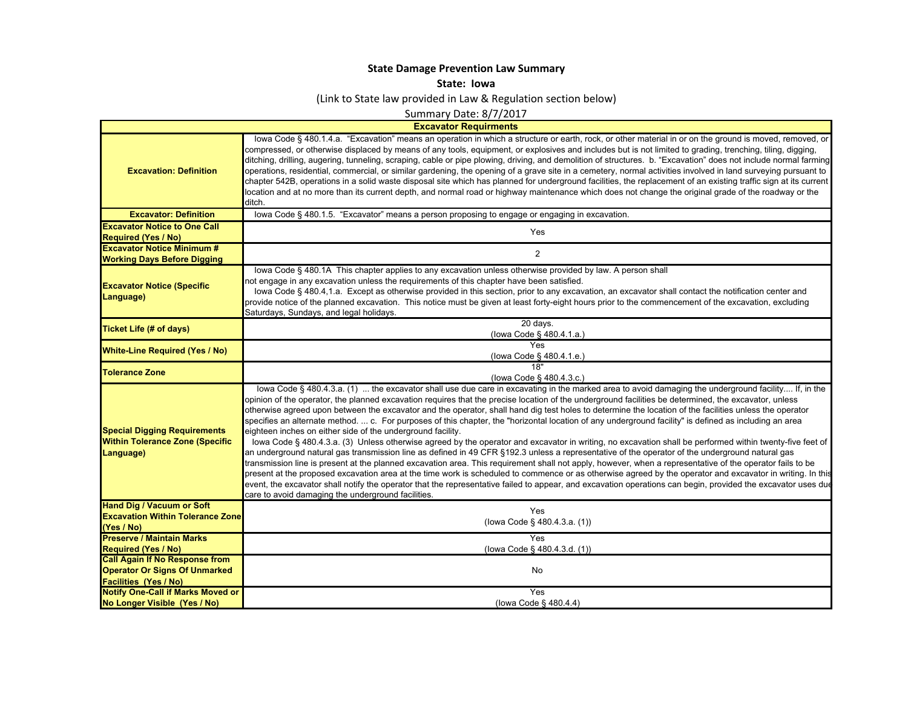**State Damage Prevention Law Summary**

**State: Iowa**

(Link to State law provided in Law & Regulation section below)

Summary Date: 8/7/2017

| **Excavator Requirments** | |
|---|---|
| **Excavation: Definition** | Iowa Code § 480.1.4.a. "Excavation" means an operation in which a structure or earth, rock, or other material in or on the ground is moved, removed, or compressed, or otherwise displaced by means of any tools, equipment, or explosives and includes but is not limited to grading, trenching, tiling, digging, ditching, drilling, augering, tunneling, scraping, cable or pipe plowing, driving, and demolition of structures. b. "Excavation" does not include normal farming operations, residential, commercial, or similar gardening, the opening of a grave site in a cemetery, normal activities involved in land surveying pursuant to chapter 542B, operations in a solid waste disposal site which has planned for underground facilities, the replacement of an existing traffic sign at its current location and at no more than its current depth, and normal road or highway maintenance which does not change the original grade of the roadway or the ditch. |
| **Excavator: Definition** | Iowa Code § 480.1.5. "Excavator" means a person proposing to engage or engaging in excavation. |
| **Excavator Notice to One Call Required (Yes / No)** | Yes |
| **Excavator Notice Minimum # Working Days Before Digging** | 2 |
| **Excavator Notice (Specific Language)** | Iowa Code § 480.1A This chapter applies to any excavation unless otherwise provided by law. A person shall not engage in any excavation unless the requirements of this chapter have been satisfied. Iowa Code § 480.4,1.a. Except as otherwise provided in this section, prior to any excavation, an excavator shall contact the notification center and provide notice of the planned excavation. This notice must be given at least forty-eight hours prior to the commencement of the excavation, excluding Saturdays, Sundays, and legal holidays. |
| **Ticket Life (# of days)** | 20 days. (Iowa Code § 480.4.1.a.) |
| **White-Line Required (Yes / No)** | Yes (Iowa Code § 480.4.1.e.) |
| **Tolerance Zone** | 18" (Iowa Code § 480.4.3.c.) |
| **Special Digging Requirements Within Tolerance Zone (Specific Language)** | Iowa Code § 480.4.3.a. (1) ... the excavator shall use due care in excavating in the marked area to avoid damaging the underground facility.... If, in the opinion of the operator, the planned excavation requires that the precise location of the underground facilities be determined, the excavator, unless otherwise agreed upon between the excavator and the operator, shall hand dig test holes to determine the location of the facilities unless the operator specifies an alternate method. ... c. For purposes of this chapter, the "horizontal location of any underground facility" is defined as including an area eighteen inches on either side of the underground facility. Iowa Code § 480.4.3.a. (3) Unless otherwise agreed by the operator and excavator in writing, no excavation shall be performed within twenty-five feet of an underground natural gas transmission line as defined in 49 CFR §192.3 unless a representative of the operator of the underground natural gas transmission line is present at the planned excavation area. This requirement shall not apply, however, when a representative of the operator fails to be present at the proposed excavation area at the time work is scheduled to commence or as otherwise agreed by the operator and excavator in writing. In this event, the excavator shall notify the operator that the representative failed to appear, and excavation operations can begin, provided the excavator uses due care to avoid damaging the underground facilities. |
| **Hand Dig / Vacuum or Soft Excavation Within Tolerance Zone (Yes / No)** | Yes (Iowa Code § 480.4.3.a. (1)) |
| **Preserve / Maintain Marks Required (Yes / No)** | Yes (Iowa Code § 480.4.3.d. (1)) |
| **Call Again If No Response from Operator Or Signs Of Unmarked Facilities (Yes / No)** | No |
| **Notify One-Call if Marks Moved or No Longer Visible (Yes / No)** | Yes (Iowa Code § 480.4.4) |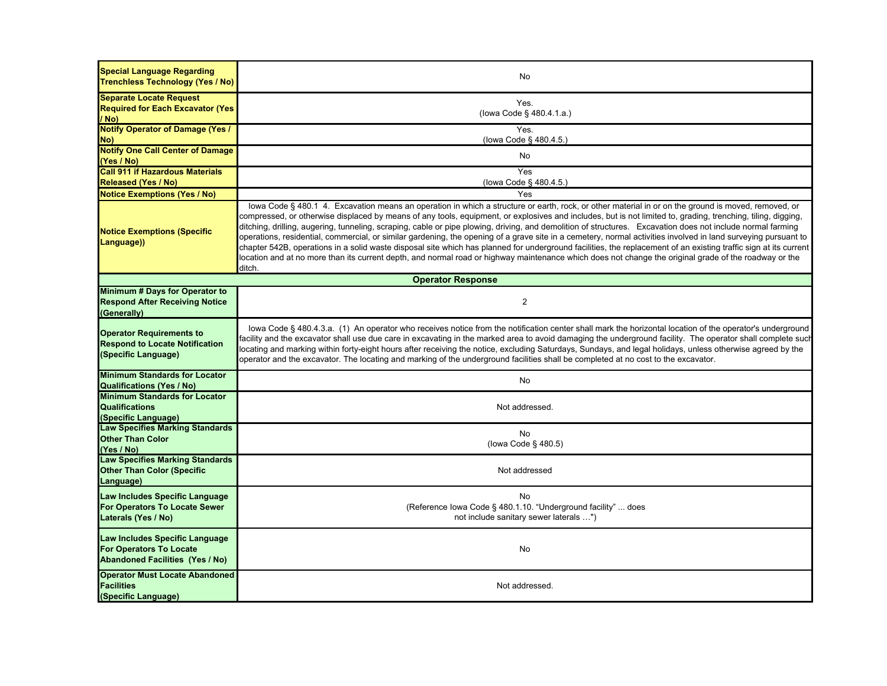| | |
|---|---|
| **Special Language Regarding Trenchless Technology (Yes / No)** | No |
| **Separate Locate Request Required for Each Excavator (Yes / No)** | Yes. (Iowa Code § 480.4.1.a.) |
| **Notify Operator of Damage (Yes / No)** | Yes. (Iowa Code § 480.4.5.) |
| **Notify One Call Center of Damage (Yes / No)** | No |
| **Call 911 if Hazardous Materials Released (Yes / No)** | Yes (Iowa Code § 480.4.5.) |
| **Notice Exemptions (Yes / No)** | Yes |
| **Notice Exemptions (Specific Language))** | Iowa Code § 480.1 4. Excavation means an operation in which a structure or earth, rock, or other material in or on the ground is moved, removed, or compressed, or otherwise displaced by means of any tools, equipment, or explosives and includes, but is not limited to, grading, trenching, tiling, digging, ditching, drilling, augering, tunneling, scraping, cable or pipe plowing, driving, and demolition of structures. Excavation does not include normal farming operations, residential, commercial, or similar gardening, the opening of a grave site in a cemetery, normal activities involved in land surveying pursuant to chapter 542B, operations in a solid waste disposal site which has planned for underground facilities, the replacement of an existing traffic sign at its current location and at no more than its current depth, and normal road or highway maintenance which does not change the original grade of the roadway or the ditch. |
| **Operator Response** | |
| **Minimum # Days for Operator to Respond After Receiving Notice (Generally)** | 2 |
| **Operator Requirements to Respond to Locate Notification (Specific Language)** | Iowa Code § 480.4.3.a. (1) An operator who receives notice from the notification center shall mark the horizontal location of the operator's underground facility and the excavator shall use due care in excavating in the marked area to avoid damaging the underground facility. The operator shall complete such locating and marking within forty-eight hours after receiving the notice, excluding Saturdays, Sundays, and legal holidays, unless otherwise agreed by the operator and the excavator. The locating and marking of the underground facilities shall be completed at no cost to the excavator. |
| **Minimum Standards for Locator Qualifications (Yes / No)** | No |
| **Minimum Standards for Locator Qualifications (Specific Language)** | Not addressed. |
| **Law Specifies Marking Standards Other Than Color (Yes / No)** | No (Iowa Code § 480.5) |
| **Law Specifies Marking Standards Other Than Color (Specific Language)** | Not addressed |
| **Law Includes Specific Language For Operators To Locate Sewer Laterals (Yes / No)** | No (Reference Iowa Code § 480.1.10. "Underground facility" ... does not include sanitary sewer laterals …") |
| **Law Includes Specific Language For Operators To Locate Abandoned Facilities (Yes / No)** | No |
| **Operator Must Locate Abandoned Facilities (Specific Language)** | Not addressed. |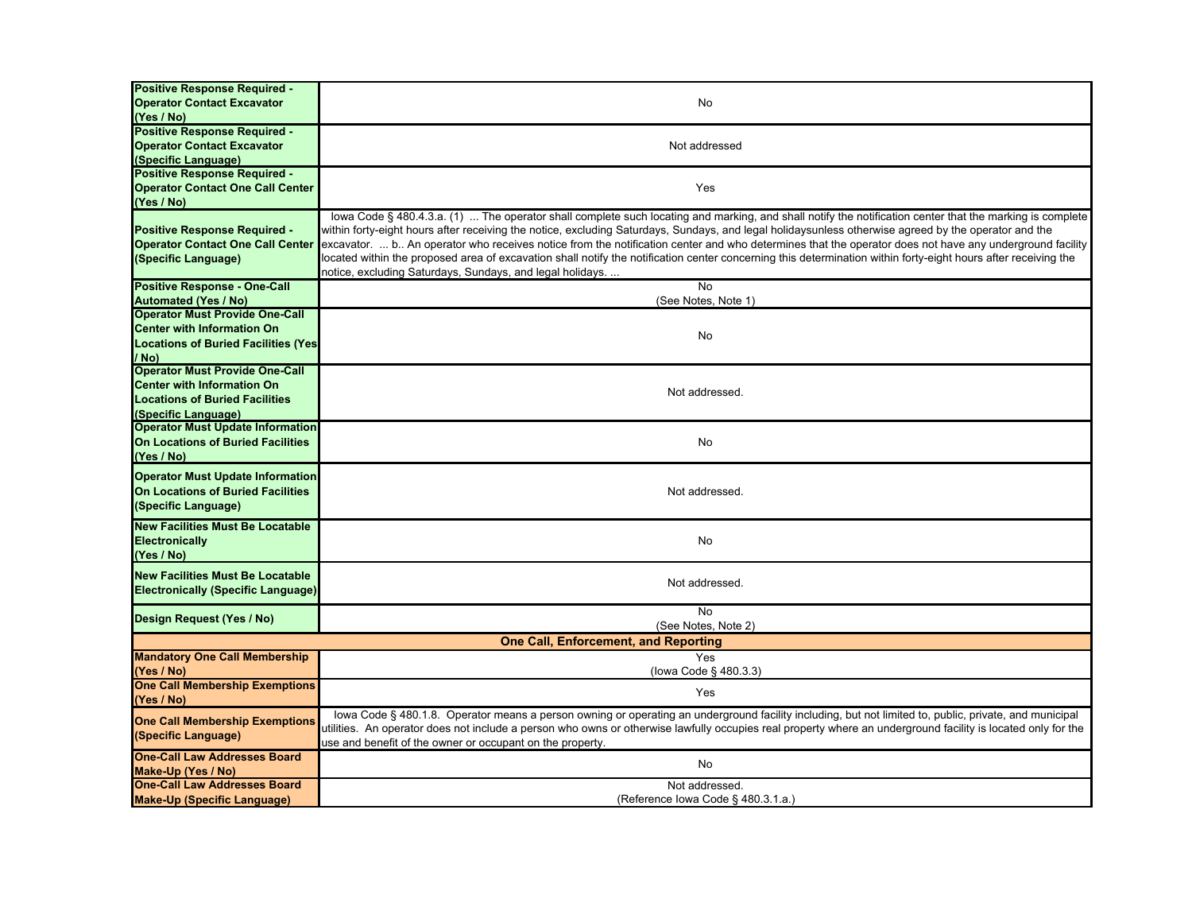| | |
|---|---|
| **Positive Response Required - Operator Contact Excavator (Yes / No)** | No |
| **Positive Response Required - Operator Contact Excavator (Specific Language)** | Not addressed |
| **Positive Response Required - Operator Contact One Call Center (Yes / No)** | Yes |
| **Positive Response Required - Operator Contact One Call Center (Specific Language)** | Iowa Code § 480.4.3.a. (1) ... The operator shall complete such locating and marking, and shall notify the notification center that the marking is complete within forty-eight hours after receiving the notice, excluding Saturdays, Sundays, and legal holidaysunless otherwise agreed by the operator and the excavator. ... b.. An operator who receives notice from the notification center and who determines that the operator does not have any underground facility located within the proposed area of excavation shall notify the notification center concerning this determination within forty-eight hours after receiving the notice, excluding Saturdays, Sundays, and legal holidays. ... |
| **Positive Response - One-Call Automated (Yes / No)** | No<br>(See Notes, Note 1) |
| **Operator Must Provide One-Call Center with Information On Locations of Buried Facilities (Yes / No)** | No |
| **Operator Must Provide One-Call Center with Information On Locations of Buried Facilities (Specific Language)** | Not addressed. |
| **Operator Must Update Information On Locations of Buried Facilities (Yes / No)** | No |
| **Operator Must Update Information On Locations of Buried Facilities (Specific Language)** | Not addressed. |
| **New Facilities Must Be Locatable Electronically (Yes / No)** | No |
| **New Facilities Must Be Locatable Electronically (Specific Language)** | Not addressed. |
| **Design Request (Yes / No)** | No<br>(See Notes, Note 2) |
| **One Call, Enforcement, and Reporting** | |
| **Mandatory One Call Membership (Yes / No)** | Yes<br>(Iowa Code § 480.3.3) |
| **One Call Membership Exemptions (Yes / No)** | Yes |
| **One Call Membership Exemptions (Specific Language)** | Iowa Code § 480.1.8. Operator means a person owning or operating an underground facility including, but not limited to, public, private, and municipal utilities. An operator does not include a person who owns or otherwise lawfully occupies real property where an underground facility is located only for the use and benefit of the owner or occupant on the property. |
| **One-Call Law Addresses Board Make-Up (Yes / No)** | No |
| **One-Call Law Addresses Board Make-Up (Specific Language)** | Not addressed.<br>(Reference Iowa Code § 480.3.1.a.) |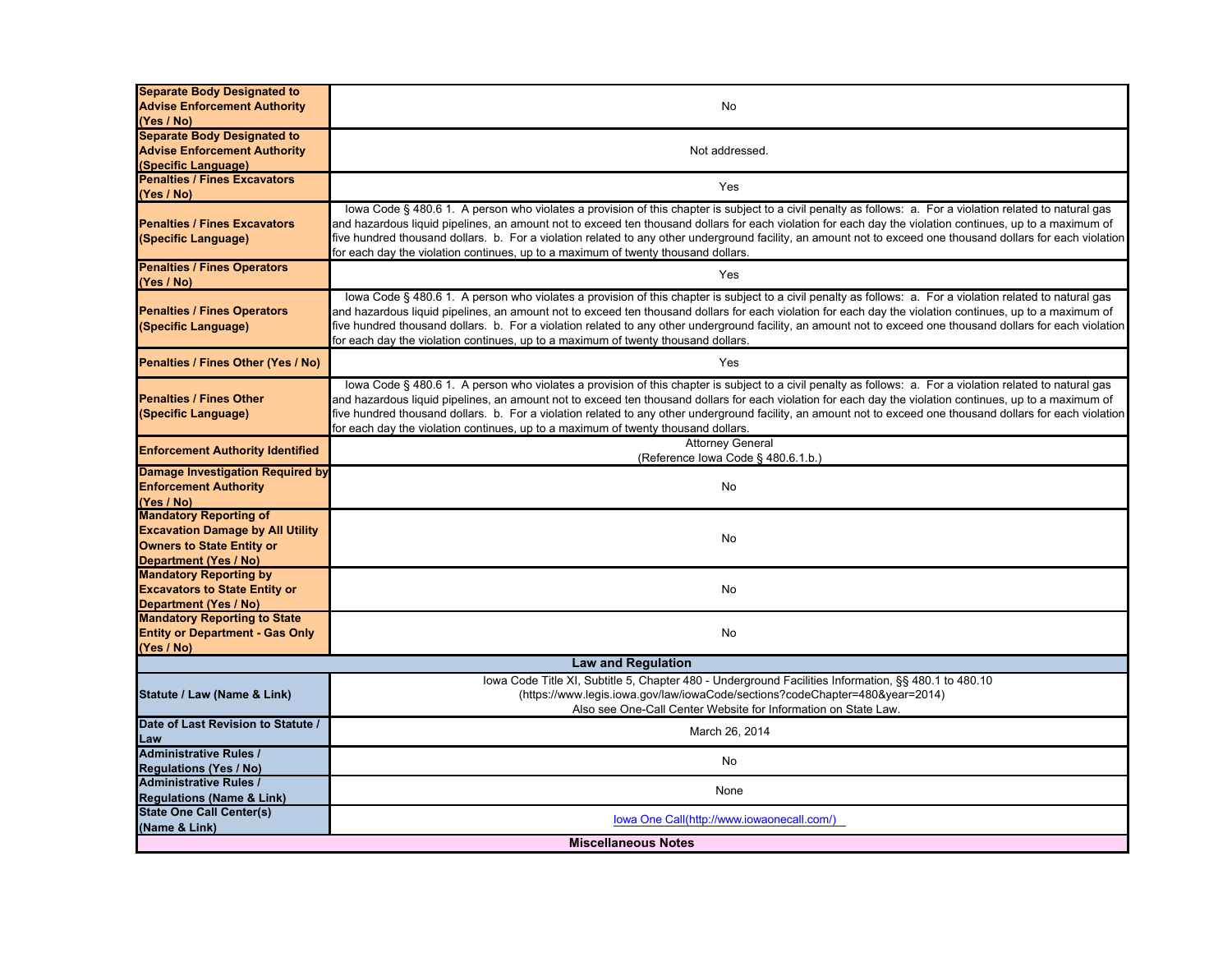| | |
|---|---|
| **Separate Body Designated to Advise Enforcement Authority (Yes / No)** | No |
| **Separate Body Designated to Advise Enforcement Authority (Specific Language)** | Not addressed. |
| **Penalties / Fines Excavators (Yes / No)** | Yes |
| **Penalties / Fines Excavators (Specific Language)** | Iowa Code § 480.6 1. A person who violates a provision of this chapter is subject to a civil penalty as follows: a. For a violation related to natural gas and hazardous liquid pipelines, an amount not to exceed ten thousand dollars for each violation for each day the violation continues, up to a maximum of five hundred thousand dollars. b. For a violation related to any other underground facility, an amount not to exceed one thousand dollars for each violation for each day the violation continues, up to a maximum of twenty thousand dollars. |
| **Penalties / Fines Operators (Yes / No)** | Yes |
| **Penalties / Fines Operators (Specific Language)** | Iowa Code § 480.6 1. A person who violates a provision of this chapter is subject to a civil penalty as follows: a. For a violation related to natural gas and hazardous liquid pipelines, an amount not to exceed ten thousand dollars for each violation for each day the violation continues, up to a maximum of five hundred thousand dollars. b. For a violation related to any other underground facility, an amount not to exceed one thousand dollars for each violation for each day the violation continues, up to a maximum of twenty thousand dollars. |
| **Penalties / Fines Other (Yes / No)** | Yes |
| **Penalties / Fines Other (Specific Language)** | Iowa Code § 480.6 1. A person who violates a provision of this chapter is subject to a civil penalty as follows: a. For a violation related to natural gas and hazardous liquid pipelines, an amount not to exceed ten thousand dollars for each violation for each day the violation continues, up to a maximum of five hundred thousand dollars. b. For a violation related to any other underground facility, an amount not to exceed one thousand dollars for each violation for each day the violation continues, up to a maximum of twenty thousand dollars. |
| **Enforcement Authority Identified** | Attorney General (Reference Iowa Code § 480.6.1.b.) |
| **Damage Investigation Required by Enforcement Authority (Yes / No)** | No |
| **Mandatory Reporting of Excavation Damage by All Utility Owners to State Entity or Department (Yes / No)** | No |
| **Mandatory Reporting by Excavators to State Entity or Department (Yes / No)** | No |
| **Mandatory Reporting to State Entity or Department - Gas Only (Yes / No)** | No |
| **Law and Regulation** | |
| **Statute / Law (Name & Link)** | Iowa Code Title XI, Subtitle 5, Chapter 480 - Underground Facilities Information, §§ 480.1 to 480.10 (https://www.legis.iowa.gov/law/iowaCode/sections?codeChapter=480&year=2014) Also see One-Call Center Website for Information on State Law. |
| **Date of Last Revision to Statute / Law** | March 26, 2014 |
| **Administrative Rules / Regulations (Yes / No)** | No |
| **Administrative Rules / Regulations (Name & Link)** | None |
| **State One Call Center(s) (Name & Link)** | Iowa One Call(http://www.iowaonecall.com/) |
| **Miscellaneous Notes** | |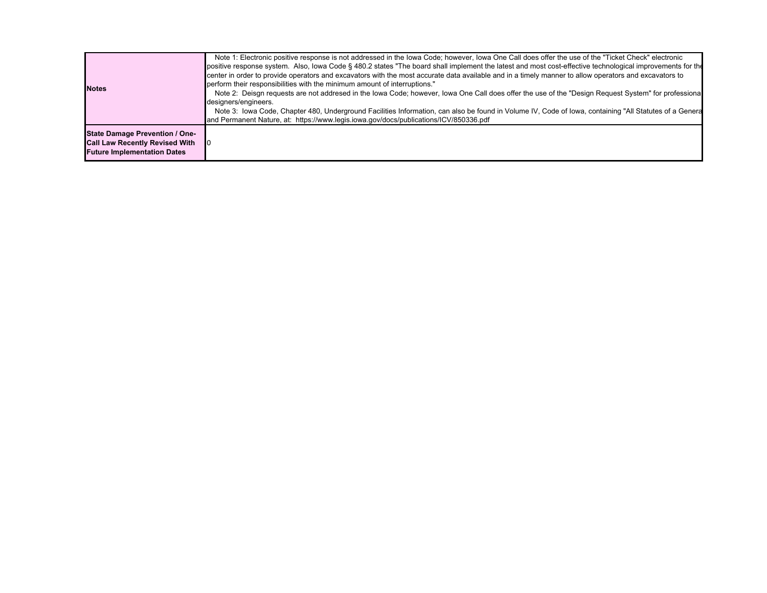| | |
|---|---|
| **Notes** | Note 1: Electronic positive response is not addressed in the Iowa Code; however, Iowa One Call does offer the use of the "Ticket Check" electronic positive response system. Also, Iowa Code § 480.2 states "The board shall implement the latest and most cost-effective technological improvements for the center in order to provide operators and excavators with the most accurate data available and in a timely manner to allow operators and excavators to perform their responsibilities with the minimum amount of interruptions."<br>Note 2: Deisgn requests are not addresed in the Iowa Code; however, Iowa One Call does offer the use of the "Design Request System" for professional designers/engineers.<br>Note 3: Iowa Code, Chapter 480, Underground Facilities Information, can also be found in Volume IV, Code of Iowa, containing "All Statutes of a General and Permanent Nature, at: https://www.legis.iowa.gov/docs/publications/ICV/850336.pdf |
| **State Damage Prevention / One-Call Law Recently Revised With Future Implementation Dates** | 0 |